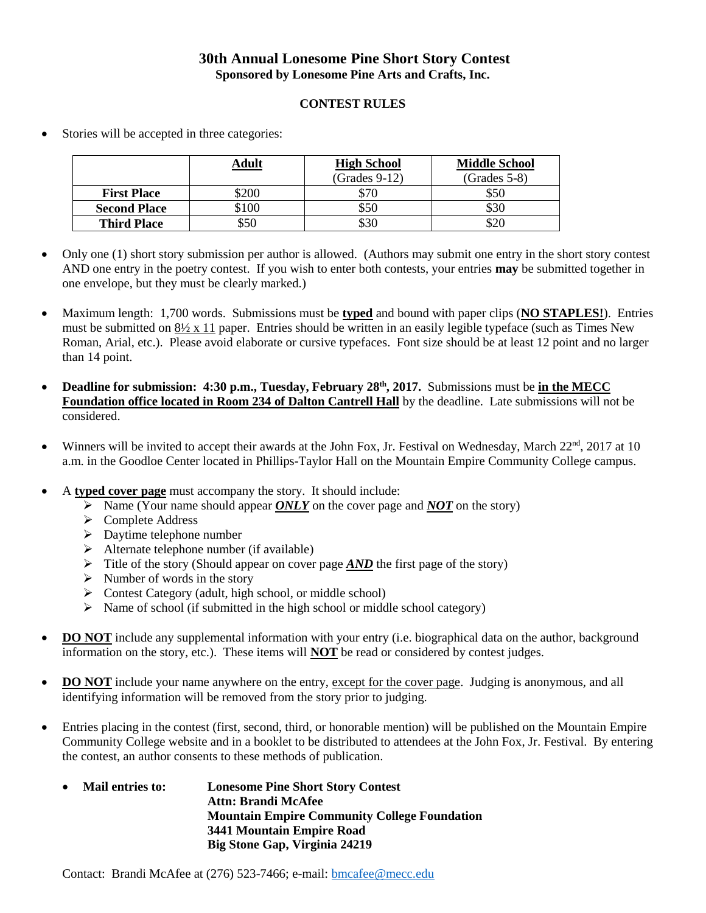# 30th Annual Lonesome Pine Short Story Contest

**Sponsored by Lonesome Pine Arts and Crafts, Inc.**

## CONTEST RULES

- Stories will be accepted in three categories:

| | **Adult** | **High School** (Grades 9-12) | **Middle School** (Grades 5-8) |
|---|---|---|---|
| **First Place** | $200 | $70 | $50 |
| **Second Place** | $100 | $50 | $30 |
| **Third Place** | $50 | $30 | $20 |

- Only one (1) short story submission per author is allowed. (Authors may submit one entry in the short story contest AND one entry in the poetry contest. If you wish to enter both contests, your entries **may** be submitted together in one envelope, but they must be clearly marked.)

- Maximum length: 1,700 words. Submissions must be **typed** and bound with paper clips (**NO STAPLES!**). Entries must be submitted on 8½ x 11 paper. Entries should be written in an easily legible typeface (such as Times New Roman, Arial, etc.). Please avoid elaborate or cursive typefaces. Font size should be at least 12 point and no larger than 14 point.

- **Deadline for submission: 4:30 p.m., Tuesday, February 28th, 2017.** Submissions must be **in the MECC Foundation office located in Room 234 of Dalton Cantrell Hall** by the deadline. Late submissions will not be considered.

- Winners will be invited to accept their awards at the John Fox, Jr. Festival on Wednesday, March 22nd, 2017 at 10 a.m. in the Goodloe Center located in Phillips-Taylor Hall on the Mountain Empire Community College campus.

- A **typed cover page** must accompany the story. It should include:
  - Name (Your name should appear ***ONLY*** on the cover page and ***NOT*** on the story)
  - Complete Address
  - Daytime telephone number
  - Alternate telephone number (if available)
  - Title of the story (Should appear on cover page ***AND*** the first page of the story)
  - Number of words in the story
  - Contest Category (adult, high school, or middle school)
  - Name of school (if submitted in the high school or middle school category)

- **DO NOT** include any supplemental information with your entry (i.e. biographical data on the author, background information on the story, etc.). These items will **NOT** be read or considered by contest judges.

- **DO NOT** include your name anywhere on the entry, except for the cover page. Judging is anonymous, and all identifying information will be removed from the story prior to judging.

- Entries placing in the contest (first, second, third, or honorable mention) will be published on the Mountain Empire Community College website and in a booklet to be distributed to attendees at the John Fox, Jr. Festival. By entering the contest, an author consents to these methods of publication.

  - **Mail entries to:**
    **Lonesome Pine Short Story Contest**
    **Attn: Brandi McAfee**
    **Mountain Empire Community College Foundation**
    **3441 Mountain Empire Road**
    **Big Stone Gap, Virginia 24219**

Contact: Brandi McAfee at (276) 523-7466; e-mail: bmcafee@mecc.edu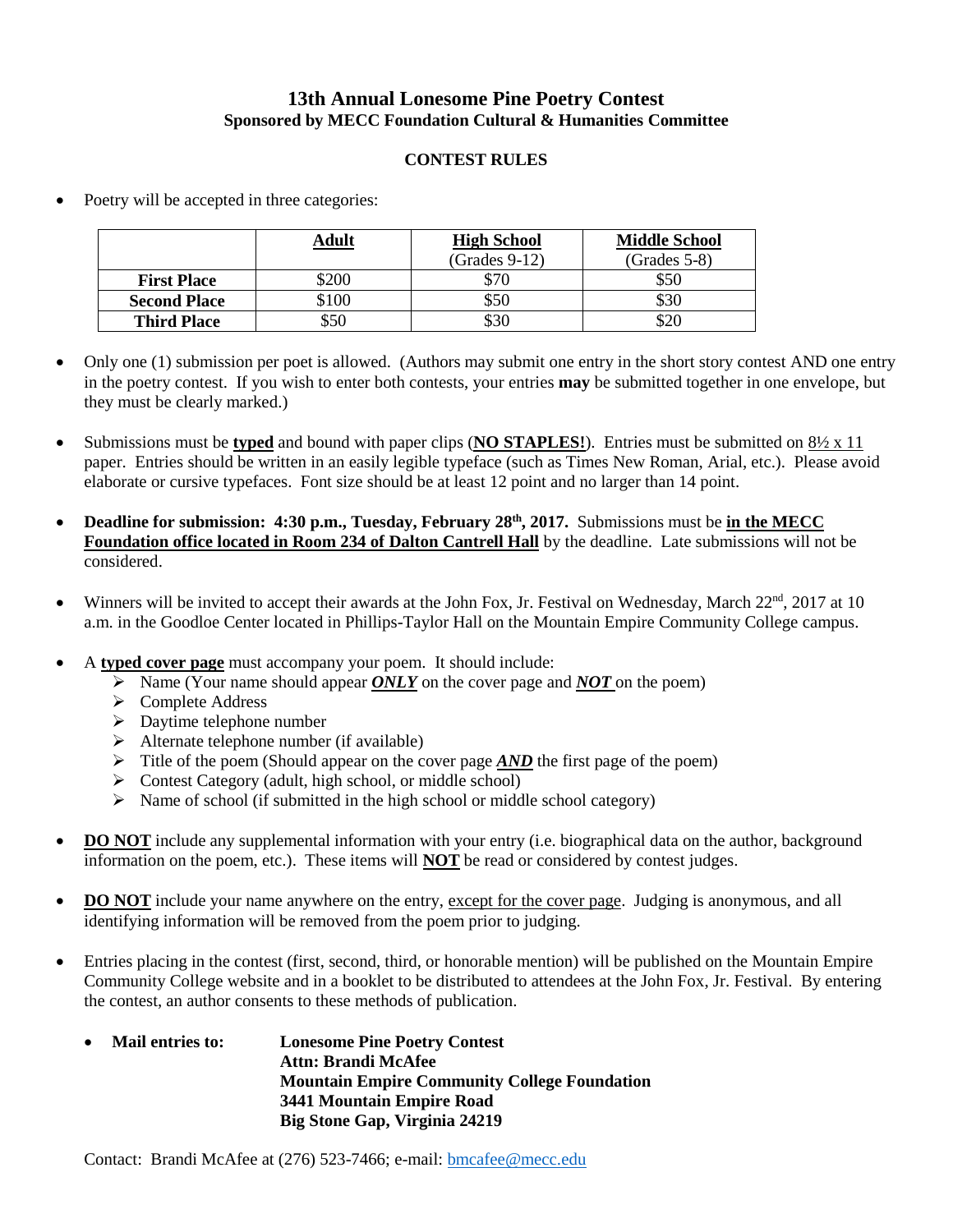# 13th Annual Lonesome Pine Poetry Contest

**Sponsored by MECC Foundation Cultural & Humanities Committee**

**CONTEST RULES**

- Poetry will be accepted in three categories:

| | Adult | High School (Grades 9-12) | Middle School (Grades 5-8) |
|---|---|---|---|
| **First Place** | $200 | $70 | $50 |
| **Second Place** | $100 | $50 | $30 |
| **Third Place** | $50 | $30 | $20 |

- Only one (1) submission per poet is allowed. (Authors may submit one entry in the short story contest AND one entry in the poetry contest. If you wish to enter both contests, your entries **may** be submitted together in one envelope, but they must be clearly marked.)

- Submissions must be **typed** and bound with paper clips (**NO STAPLES!**). Entries must be submitted on 8½ x 11 paper. Entries should be written in an easily legible typeface (such as Times New Roman, Arial, etc.). Please avoid elaborate or cursive typefaces. Font size should be at least 12 point and no larger than 14 point.

- **Deadline for submission: 4:30 p.m., Tuesday, February 28th, 2017.** Submissions must be **in the MECC Foundation office located in Room 234 of Dalton Cantrell Hall** by the deadline. Late submissions will not be considered.

- Winners will be invited to accept their awards at the John Fox, Jr. Festival on Wednesday, March 22nd, 2017 at 10 a.m. in the Goodloe Center located in Phillips-Taylor Hall on the Mountain Empire Community College campus.

- A **typed cover page** must accompany your poem. It should include:
  - Name (Your name should appear ***ONLY*** on the cover page and ***NOT*** on the poem)
  - Complete Address
  - Daytime telephone number
  - Alternate telephone number (if available)
  - Title of the poem (Should appear on the cover page ***AND*** the first page of the poem)
  - Contest Category (adult, high school, or middle school)
  - Name of school (if submitted in the high school or middle school category)

- **DO NOT** include any supplemental information with your entry (i.e. biographical data on the author, background information on the poem, etc.). These items will **NOT** be read or considered by contest judges.

- **DO NOT** include your name anywhere on the entry, except for the cover page. Judging is anonymous, and all identifying information will be removed from the poem prior to judging.

- Entries placing in the contest (first, second, third, or honorable mention) will be published on the Mountain Empire Community College website and in a booklet to be distributed to attendees at the John Fox, Jr. Festival. By entering the contest, an author consents to these methods of publication.

  - **Mail entries to:** **Lonesome Pine Poetry Contest**
    **Attn: Brandi McAfee**
    **Mountain Empire Community College Foundation**
    **3441 Mountain Empire Road**
    **Big Stone Gap, Virginia 24219**

Contact: Brandi McAfee at (276) 523-7466; e-mail: bmcafee@mecc.edu